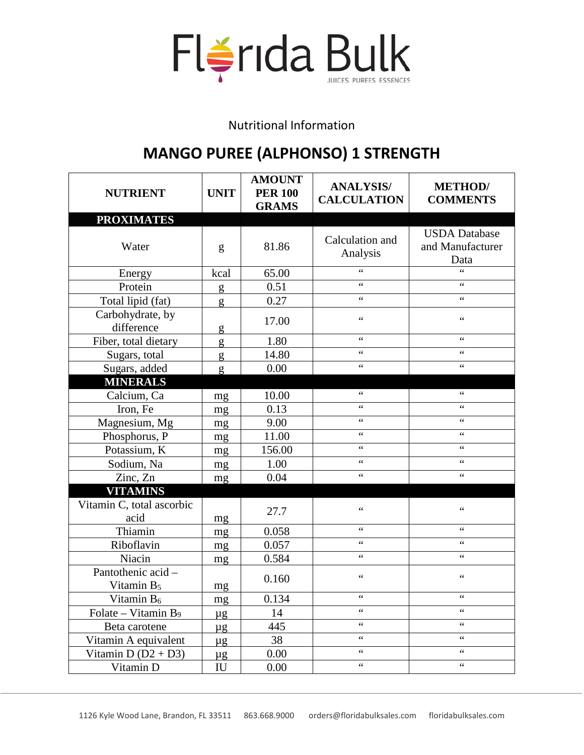# Florida Bulk

JUICES PUREES ESSENCES

Nutritional Information

## MANGO PUREE (ALPHONSO) 1 STRENGTH

| NUTRIENT | UNIT | AMOUNT PER 100 GRAMS | ANALYSIS/ CALCULATION | METHOD/ COMMENTS |
|---|---|---|---|---|
| **PROXIMATES** | | | | |
| Water | g | 81.86 | Calculation and Analysis | USDA Database and Manufacturer Data |
| Energy | kcal | 65.00 | " | " |
| Protein | g | 0.51 | " | " |
| Total lipid (fat) | g | 0.27 | " | " |
| Carbohydrate, by difference | g | 17.00 | " | " |
| Fiber, total dietary | g | 1.80 | " | " |
| Sugars, total | g | 14.80 | " | " |
| Sugars, added | g | 0.00 | " | " |
| **MINERALS** | | | | |
| Calcium, Ca | mg | 10.00 | " | " |
| Iron, Fe | mg | 0.13 | " | " |
| Magnesium, Mg | mg | 9.00 | " | " |
| Phosphorus, P | mg | 11.00 | " | " |
| Potassium, K | mg | 156.00 | " | " |
| Sodium, Na | mg | 1.00 | " | " |
| Zinc, Zn | mg | 0.04 | " | " |
| **VITAMINS** | | | | |
| Vitamin C, total ascorbic acid | mg | 27.7 | " | " |
| Thiamin | mg | 0.058 | " | " |
| Riboflavin | mg | 0.057 | " | " |
| Niacin | mg | 0.584 | " | " |
| Pantothenic acid – Vitamin $B_5$ | mg | 0.160 | " | " |
| Vitamin $B_6$ | mg | 0.134 | " | " |
| Folate – Vitamin $B_9$ | µg | 14 | " | " |
| Beta carotene | µg | 445 | " | " |
| Vitamin A equivalent | µg | 38 | " | " |
| Vitamin D (D2 + D3) | µg | 0.00 | " | " |
| Vitamin D | IU | 0.00 | " | " |

1126 Kyle Wood Lane, Brandon, FL 33511 863.668.9000 orders@floridabulksales.com floridabulksales.com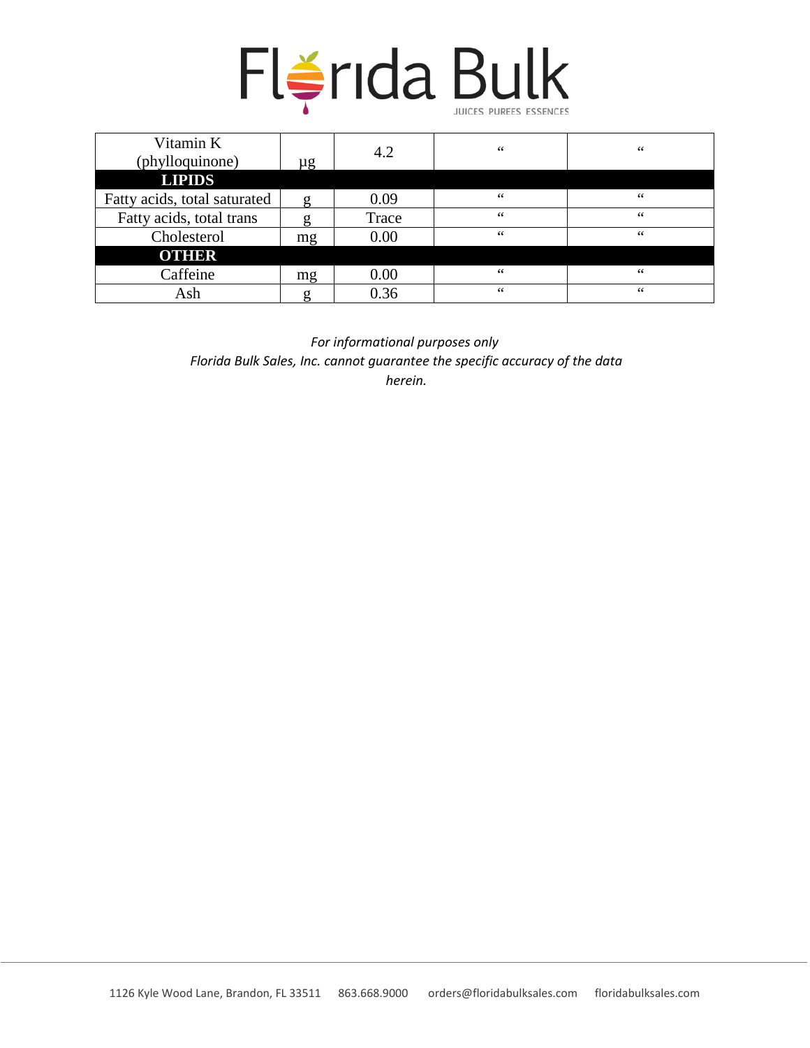# Florida Bulk

JUICES PUREES ESSENCES

| | | | | |
|---|---|---|---|---|
| Vitamin K (phylloquinone) | µg | 4.2 | " | " |
| **LIPIDS** | | | | |
| Fatty acids, total saturated | g | 0.09 | " | " |
| Fatty acids, total trans | g | Trace | " | " |
| Cholesterol | mg | 0.00 | " | " |
| **OTHER** | | | | |
| Caffeine | mg | 0.00 | " | " |
| Ash | g | 0.36 | " | " |

*For informational purposes only*
*Florida Bulk Sales, Inc. cannot guarantee the specific accuracy of the data herein.*

1126 Kyle Wood Lane, Brandon, FL 33511   863.668.9000   orders@floridabulksales.com   floridabulksales.com